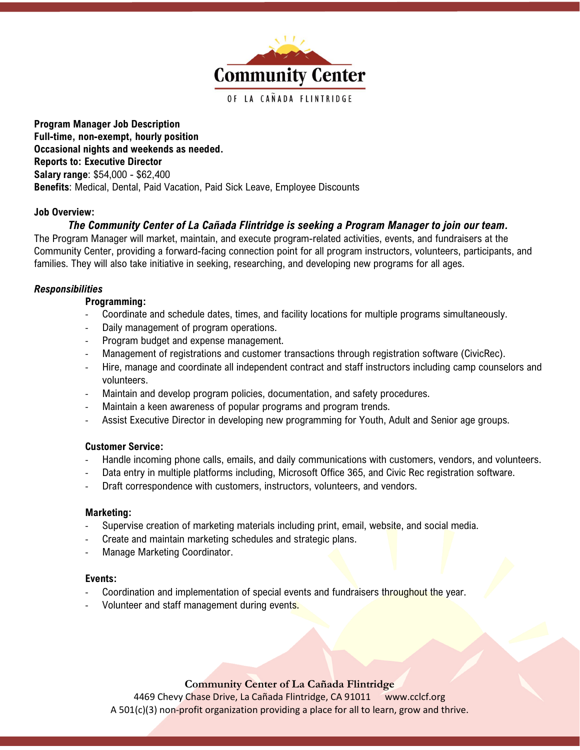# Community Center

OF LA CAÑADA FLINTRIDGE

**Program Manager Job Description**
**Full-time, non-exempt, hourly position**
**Occasional nights and weekends as needed.**
**Reports to: Executive Director**
**Salary range**: $54,000 - $62,400
**Benefits**: Medical, Dental, Paid Vacation, Paid Sick Leave, Employee Discounts

**Job Overview:**

***The Community Center of La Cañada Flintridge is seeking a Program Manager to join our team.***

The Program Manager will market, maintain, and execute program-related activities, events, and fundraisers at the Community Center, providing a forward-facing connection point for all program instructors, volunteers, participants, and families. They will also take initiative in seeking, researching, and developing new programs for all ages.

***Responsibilities***

**Programming:**

- Coordinate and schedule dates, times, and facility locations for multiple programs simultaneously.
- Daily management of program operations.
- Program budget and expense management.
- Management of registrations and customer transactions through registration software (CivicRec).
- Hire, manage and coordinate all independent contract and staff instructors including camp counselors and volunteers.
- Maintain and develop program policies, documentation, and safety procedures.
- Maintain a keen awareness of popular programs and program trends.
- Assist Executive Director in developing new programming for Youth, Adult and Senior age groups.

**Customer Service:**

- Handle incoming phone calls, emails, and daily communications with customers, vendors, and volunteers.
- Data entry in multiple platforms including, Microsoft Office 365, and Civic Rec registration software.
- Draft correspondence with customers, instructors, volunteers, and vendors.

**Marketing:**

- Supervise creation of marketing materials including print, email, website, and social media.
- Create and maintain marketing schedules and strategic plans.
- Manage Marketing Coordinator.

**Events:**

- Coordination and implementation of special events and fundraisers throughout the year.
- Volunteer and staff management during events.

**Community Center of La Cañada Flintridge**
4469 Chevy Chase Drive, La Cañada Flintridge, CA 91011 www.cclcf.org
A 501(c)(3) non-profit organization providing a place for all to learn, grow and thrive.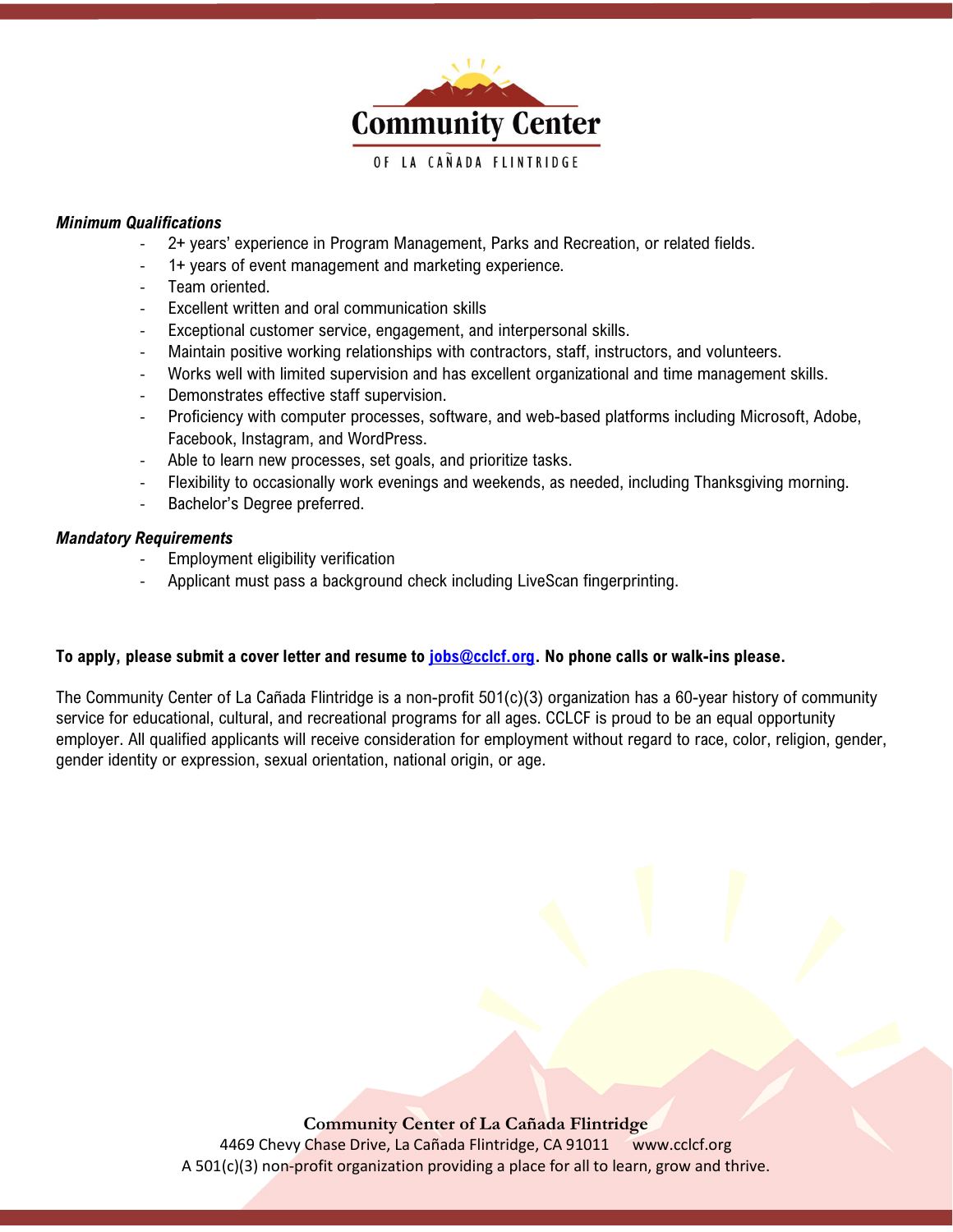***Minimum Qualifications***

- 2+ years' experience in Program Management, Parks and Recreation, or related fields.
- 1+ years of event management and marketing experience.
- Team oriented.
- Excellent written and oral communication skills
- Exceptional customer service, engagement, and interpersonal skills.
- Maintain positive working relationships with contractors, staff, instructors, and volunteers.
- Works well with limited supervision and has excellent organizational and time management skills.
- Demonstrates effective staff supervision.
- Proficiency with computer processes, software, and web-based platforms including Microsoft, Adobe, Facebook, Instagram, and WordPress.
- Able to learn new processes, set goals, and prioritize tasks.
- Flexibility to occasionally work evenings and weekends, as needed, including Thanksgiving morning.
- Bachelor's Degree preferred.

***Mandatory Requirements***

- Employment eligibility verification
- Applicant must pass a background check including LiveScan fingerprinting.

**To apply, please submit a cover letter and resume to [jobs@cclcf.org](mailto:jobs@cclcf.org). No phone calls or walk-ins please.**

The Community Center of La Cañada Flintridge is a non-profit 501(c)(3) organization has a 60-year history of community service for educational, cultural, and recreational programs for all ages. CCLCF is proud to be an equal opportunity employer. All qualified applicants will receive consideration for employment without regard to race, color, religion, gender, gender identity or expression, sexual orientation, national origin, or age.